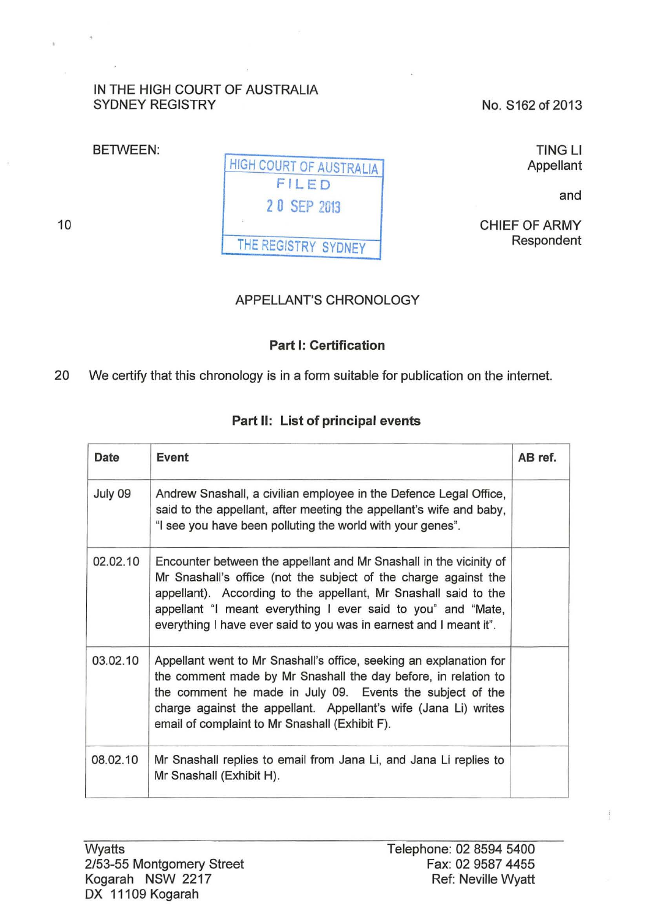IN THE HIGH COURT OF AUSTRALIA
SYDNEY REGISTRY

No. S162 of 2013

BETWEEN:

HIGH COURT OF AUSTRALIA
FILED
20 SEP 2013
THE REGISTRY SYDNEY

TING LI
Appellant

and

CHIEF OF ARMY
Respondent

APPELLANT'S CHRONOLOGY

**Part I: Certification**

We certify that this chronology is in a form suitable for publication on the internet.

**Part II: List of principal events**

| Date | Event | AB ref. |
|---|---|---|
| July 09 | Andrew Snashall, a civilian employee in the Defence Legal Office, said to the appellant, after meeting the appellant's wife and baby, "I see you have been polluting the world with your genes". | |
| 02.02.10 | Encounter between the appellant and Mr Snashall in the vicinity of Mr Snashall's office (not the subject of the charge against the appellant). According to the appellant, Mr Snashall said to the appellant "I meant everything I ever said to you" and "Mate, everything I have ever said to you was in earnest and I meant it". | |
| 03.02.10 | Appellant went to Mr Snashall's office, seeking an explanation for the comment made by Mr Snashall the day before, in relation to the comment he made in July 09. Events the subject of the charge against the appellant. Appellant's wife (Jana Li) writes email of complaint to Mr Snashall (Exhibit F). | |
| 08.02.10 | Mr Snashall replies to email from Jana Li, and Jana Li replies to Mr Snashall (Exhibit H). | |

Wyatts
2/53-55 Montgomery Street
Kogarah NSW 2217
DX 11109 Kogarah

Telephone: 02 8594 5400
Fax: 02 9587 4455
Ref: Neville Wyatt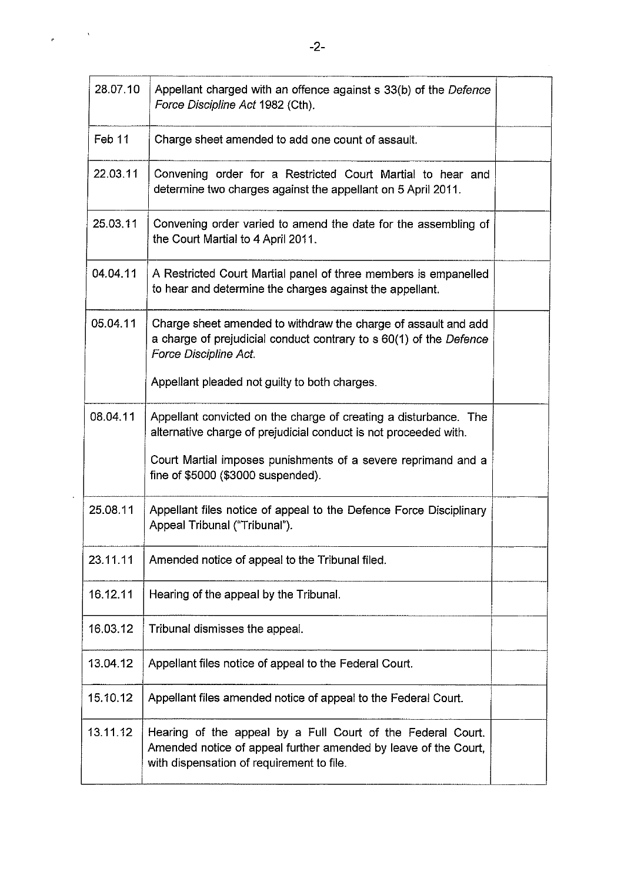| | | |
|---|---|---|
| 28.07.10 | Appellant charged with an offence against s 33(b) of the *Defence Force Discipline Act* 1982 (Cth). | |
| Feb 11 | Charge sheet amended to add one count of assault. | |
| 22.03.11 | Convening order for a Restricted Court Martial to hear and determine two charges against the appellant on 5 April 2011. | |
| 25.03.11 | Convening order varied to amend the date for the assembling of the Court Martial to 4 April 2011. | |
| 04.04.11 | A Restricted Court Martial panel of three members is empanelled to hear and determine the charges against the appellant. | |
| 05.04.11 | Charge sheet amended to withdraw the charge of assault and add a charge of prejudicial conduct contrary to s 60(1) of the *Defence Force Discipline Act*.<br><br>Appellant pleaded not guilty to both charges. | |
| 08.04.11 | Appellant convicted on the charge of creating a disturbance. The alternative charge of prejudicial conduct is not proceeded with.<br><br>Court Martial imposes punishments of a severe reprimand and a fine of $5000 ($3000 suspended). | |
| 25.08.11 | Appellant files notice of appeal to the Defence Force Disciplinary Appeal Tribunal ("Tribunal"). | |
| 23.11.11 | Amended notice of appeal to the Tribunal filed. | |
| 16.12.11 | Hearing of the appeal by the Tribunal. | |
| 16.03.12 | Tribunal dismisses the appeal. | |
| 13.04.12 | Appellant files notice of appeal to the Federal Court. | |
| 15.10.12 | Appellant files amended notice of appeal to the Federal Court. | |
| 13.11.12 | Hearing of the appeal by a Full Court of the Federal Court. Amended notice of appeal further amended by leave of the Court, with dispensation of requirement to file. | |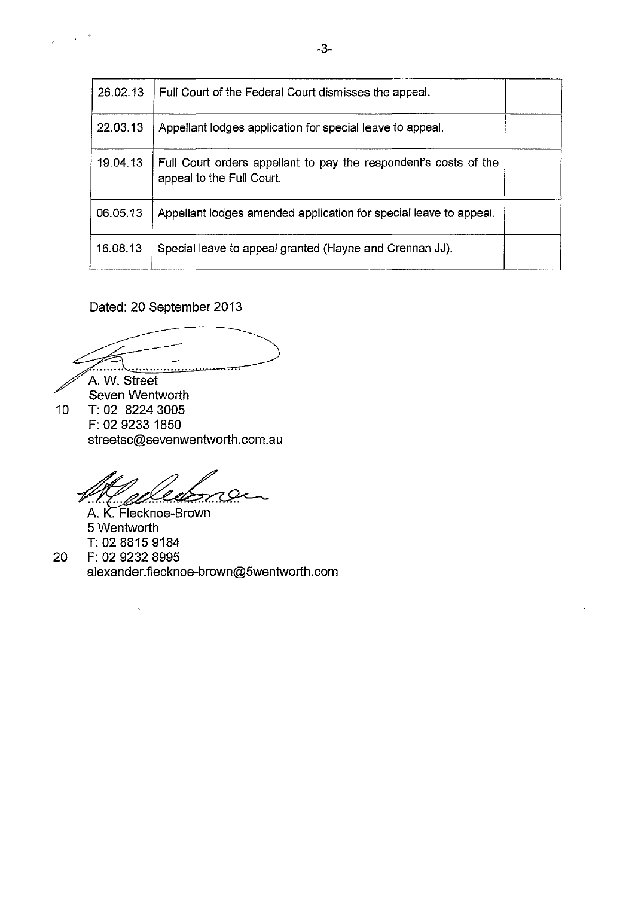| | | |
|---|---|---|
| 26.02.13 | Full Court of the Federal Court dismisses the appeal. | |
| 22.03.13 | Appellant lodges application for special leave to appeal. | |
| 19.04.13 | Full Court orders appellant to pay the respondent's costs of the appeal to the Full Court. | |
| 06.05.13 | Appellant lodges amended application for special leave to appeal. | |
| 16.08.13 | Special leave to appeal granted (Hayne and Crennan JJ). | |

Dated: 20 September 2013

A. W. Street
Seven Wentworth
T: 02 8224 3005
F: 02 9233 1850
streetsc@sevenwentworth.com.au

A. K. Flecknoe-Brown
5 Wentworth
T: 02 8815 9184
F: 02 9232 8995
alexander.flecknoe-brown@5wentworth.com